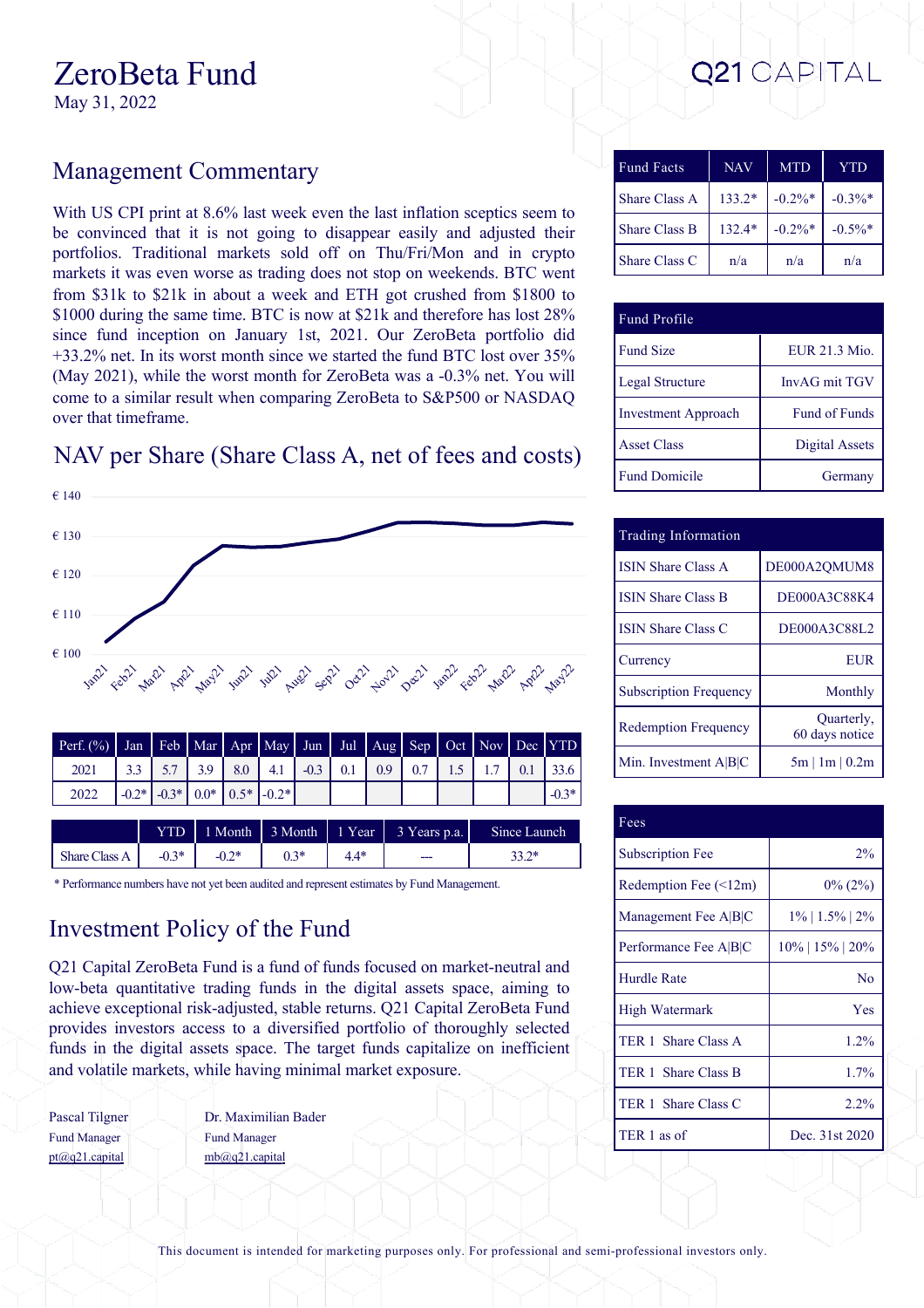# ZeroBeta Fund

May 31, 2022

Q21 CAPITAL

## Management Commentary

With US CPI print at 8.6% last week even the last inflation sceptics seem to be convinced that it is not going to disappear easily and adjusted their portfolios. Traditional markets sold off on Thu/Fri/Mon and in crypto markets it was even worse as trading does not stop on weekends. BTC went from $31k to $21k in about a week and ETH got crushed from $1800 to $1000 during the same time. BTC is now at $21k and therefore has lost 28% since fund inception on January 1st, 2021. Our ZeroBeta portfolio did +33.2% net. In its worst month since we started the fund BTC lost over 35% (May 2021), while the worst month for ZeroBeta was a -0.3% net. You will come to a similar result when comparing ZeroBeta to S&P500 or NASDAQ over that timeframe.

## NAV per Share (Share Class A, net of fees and costs)

| Perf. (%) | Jan | Feb | Mar | Apr | May | Jun | Jul | Aug | Sep | Oct | Nov | Dec | YTD |
|---|---|---|---|---|---|---|---|---|---|---|---|---|---|
| 2021 | 3.3 | 5.7 | 3.9 | 8.0 | 4.1 | -0.3 | 0.1 | 0.9 | 0.7 | 1.5 | 1.7 | 0.1 | 33.6 |
| 2022 | -0.2* | -0.3* | 0.0* | 0.5* | -0.2* | | | | | | | | -0.3* |

| | YTD | 1 Month | 3 Month | 1 Year | 3 Years p.a. | Since Launch |
|---|---|---|---|---|---|---|
| Share Class A | -0.3* | -0.2* | 0.3* | 4.4* | --- | 33.2* |

\* Performance numbers have not yet been audited and represent estimates by Fund Management.

## Investment Policy of the Fund

Q21 Capital ZeroBeta Fund is a fund of funds focused on market-neutral and low-beta quantitative trading funds in the digital assets space, aiming to achieve exceptional risk-adjusted, stable returns. Q21 Capital ZeroBeta Fund provides investors access to a diversified portfolio of thoroughly selected funds in the digital assets space. The target funds capitalize on inefficient and volatile markets, while having minimal market exposure.

Pascal Tilgner
Fund Manager
pt@q21.capital

Dr. Maximilian Bader
Fund Manager
mb@q21.capital

| Fund Facts | NAV | MTD | YTD |
|---|---|---|---|
| Share Class A | 133.2* | -0.2%* | -0.3%* |
| Share Class B | 132.4* | -0.2%* | -0.5%* |
| Share Class C | n/a | n/a | n/a |

| Fund Profile | |
|---|---|
| Fund Size | EUR 21.3 Mio. |
| Legal Structure | InvAG mit TGV |
| Investment Approach | Fund of Funds |
| Asset Class | Digital Assets |
| Fund Domicile | Germany |

| Trading Information | |
|---|---|
| ISIN Share Class A | DE000A2QMUM8 |
| ISIN Share Class B | DE000A3C88K4 |
| ISIN Share Class C | DE000A3C88L2 |
| Currency | EUR |
| Subscription Frequency | Monthly |
| Redemption Frequency | Quarterly, 60 days notice |
| Min. Investment A\|B\|C | 5m \| 1m \| 0.2m |

| Fees | |
|---|---|
| Subscription Fee | 2% |
| Redemption Fee (<12m) | 0% (2%) |
| Management Fee A\|B\|C | 1% \| 1.5% \| 2% |
| Performance Fee A\|B\|C | 10% \| 15% \| 20% |
| Hurdle Rate | No |
| High Watermark | Yes |
| TER 1 Share Class A | 1.2% |
| TER 1 Share Class B | 1.7% |
| TER 1 Share Class C | 2.2% |
| TER 1 as of | Dec. 31st 2020 |

This document is intended for marketing purposes only. For professional and semi-professional investors only.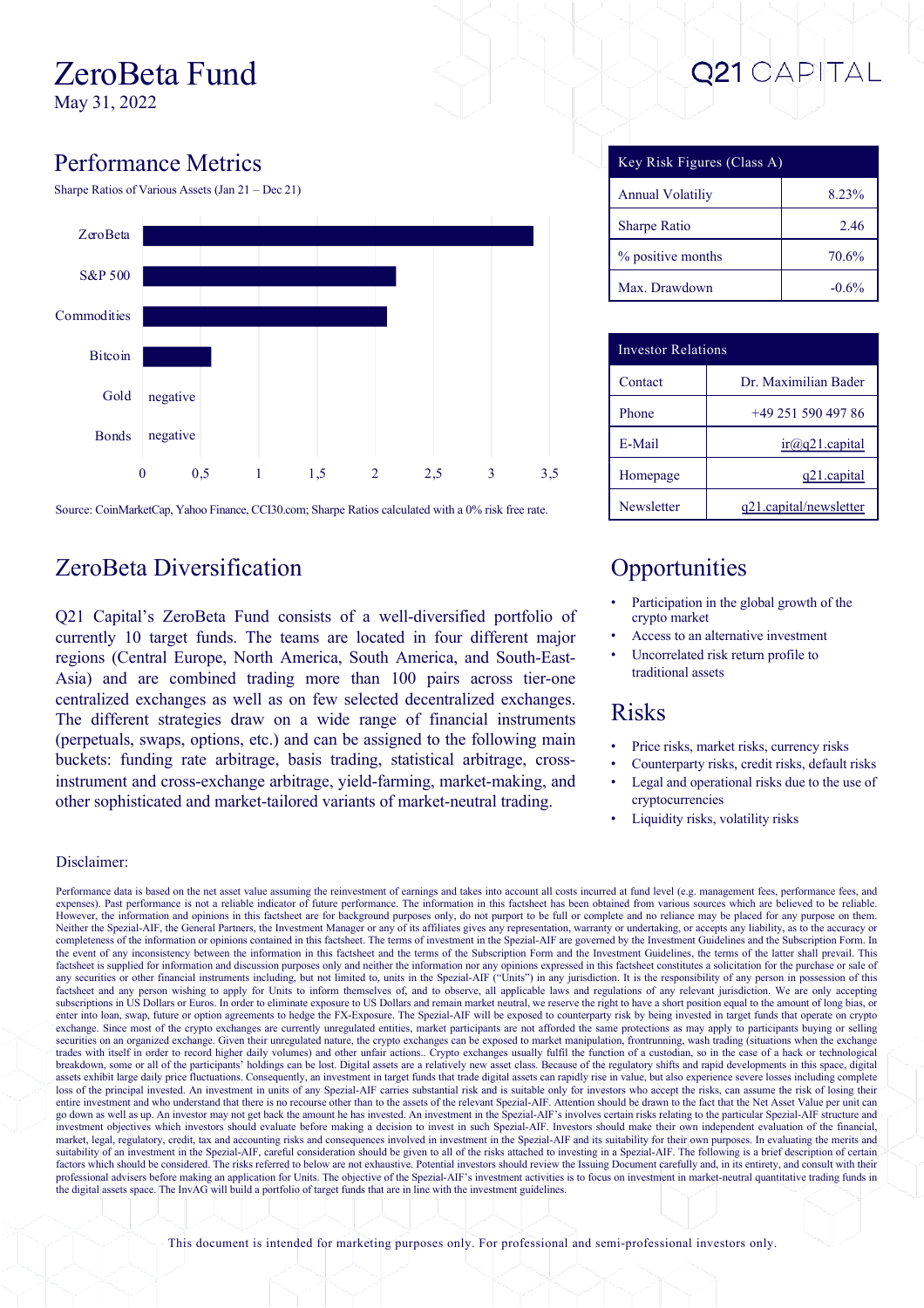# ZeroBeta Fund

May 31, 2022

Q21 CAPITAL

## Performance Metrics

Sharpe Ratios of Various Assets (Jan 21 – Dec 21)

ZeroBeta
S&P 500
Commodities
Bitcoin
Gold negative
Bonds negative

0 0,5 1 1,5 2 2,5 3 3,5

Source: CoinMarketCap, Yahoo Finance, CCI30.com; Sharpe Ratios calculated with a 0% risk free rate.

| Key Risk Figures (Class A) | |
|---|---|
| Annual Volatiliy | 8.23% |
| Sharpe Ratio | 2.46 |
| % positive months | 70.6% |
| Max. Drawdown | -0.6% |

| Investor Relations | |
|---|---|
| Contact | Dr. Maximilian Bader |
| Phone | +49 251 590 497 86 |
| E-Mail | ir@q21.capital |
| Homepage | q21.capital |
| Newsletter | q21.capital/newsletter |

## ZeroBeta Diversification

Q21 Capital's ZeroBeta Fund consists of a well-diversified portfolio of currently 10 target funds. The teams are located in four different major regions (Central Europe, North America, South America, and South-East-Asia) and are combined trading more than 100 pairs across tier-one centralized exchanges as well as on few selected decentralized exchanges. The different strategies draw on a wide range of financial instruments (perpetuals, swaps, options, etc.) and can be assigned to the following main buckets: funding rate arbitrage, basis trading, statistical arbitrage, cross-instrument and cross-exchange arbitrage, yield-farming, market-making, and other sophisticated and market-tailored variants of market-neutral trading.

## Opportunities

- Participation in the global growth of the crypto market
- Access to an alternative investment
- Uncorrelated risk return profile to traditional assets

## Risks

- Price risks, market risks, currency risks
- Counterparty risks, credit risks, default risks
- Legal and operational risks due to the use of cryptocurrencies
- Liquidity risks, volatility risks

Disclaimer:

Performance data is based on the net asset value assuming the reinvestment of earnings and takes into account all costs incurred at fund level (e.g. management fees, performance fees, and expenses). Past performance is not a reliable indicator of future performance. The information in this factsheet has been obtained from various sources which are believed to be reliable. However, the information and opinions in this factsheet are for background purposes only, do not purport to be full or complete and no reliance may be placed for any purpose on them. Neither the Spezial-AIF, the General Partners, the Investment Manager or any of its affiliates gives any representation, warranty or undertaking, or accepts any liability, as to the accuracy or completeness of the information or opinions contained in this factsheet. The terms of investment in the Spezial-AIF are governed by the Investment Guidelines and the Subscription Form. In the event of any inconsistency between the information in this factsheet and the terms of the Subscription Form and the Investment Guidelines, the terms of the latter shall prevail. This factsheet is supplied for information and discussion purposes only and neither the information nor any opinions expressed in this factsheet constitutes a solicitation for the purchase or sale of any securities or other financial instruments including, but not limited to, units in the Spezial-AIF ("Units") in any jurisdiction. It is the responsibility of any person in possession of this factsheet and any person wishing to apply for Units to inform themselves of, and to observe, all applicable laws and regulations of any relevant jurisdiction. We are only accepting subscriptions in US Dollars or Euros. In order to eliminate exposure to US Dollars and remain market neutral, we reserve the right to have a short position equal to the amount of long bias, or enter into loan, swap, future or option agreements to hedge the FX-Exposure. The Spezial-AIF will be exposed to counterparty risk by being invested in target funds that operate on crypto exchange. Since most of the crypto exchanges are currently unregulated entities, market participants are not afforded the same protections as may apply to participants buying or selling securities on an organized exchange. Given their unregulated nature, the crypto exchanges can be exposed to market manipulation, frontrunning, wash trading (situations when the exchange trades with itself in order to record higher daily volumes) and other unfair actions.. Crypto exchanges usually fulfil the function of a custodian, so in the case of a hack or technological breakdown, some or all of the participants' holdings can be lost. Digital assets are a relatively new asset class. Because of the regulatory shifts and rapid developments in this space, digital assets exhibit large daily price fluctuations. Consequently, an investment in target funds that trade digital assets can rapidly rise in value, but also experience severe losses including complete loss of the principal invested. An investment in units of any Spezial-AIF carries substantial risk and is suitable only for investors who accept the risks, can assume the risk of losing their entire investment and who understand that there is no recourse other than to the assets of the relevant Spezial-AIF. Attention should be drawn to the fact that the Net Asset Value per unit can go down as well as up. An investor may not get back the amount he has invested. An investment in the Spezial-AIF's involves certain risks relating to the particular Spezial-AIF structure and investment objectives which investors should evaluate before making a decision to invest in such Spezial-AIF. Investors should make their own independent evaluation of the financial, market, legal, regulatory, credit, tax and accounting risks and consequences involved in investment in the Spezial-AIF and its suitability for their own purposes. In evaluating the merits and suitability of an investment in the Spezial-AIF, careful consideration should be given to all of the risks attached to investing in a Spezial-AIF. The following is a brief description of certain factors which should be considered. The risks referred to below are not exhaustive. Potential investors should review the Issuing Document carefully and, in its entirety, and consult with their professional advisers before making an application for Units. The objective of the Spezial-AIF's investment activities is to focus on investment in market-neutral quantitative trading funds in the digital assets space. The InvAG will build a portfolio of target funds that are in line with the investment guidelines.

This document is intended for marketing purposes only. For professional and semi-professional investors only.